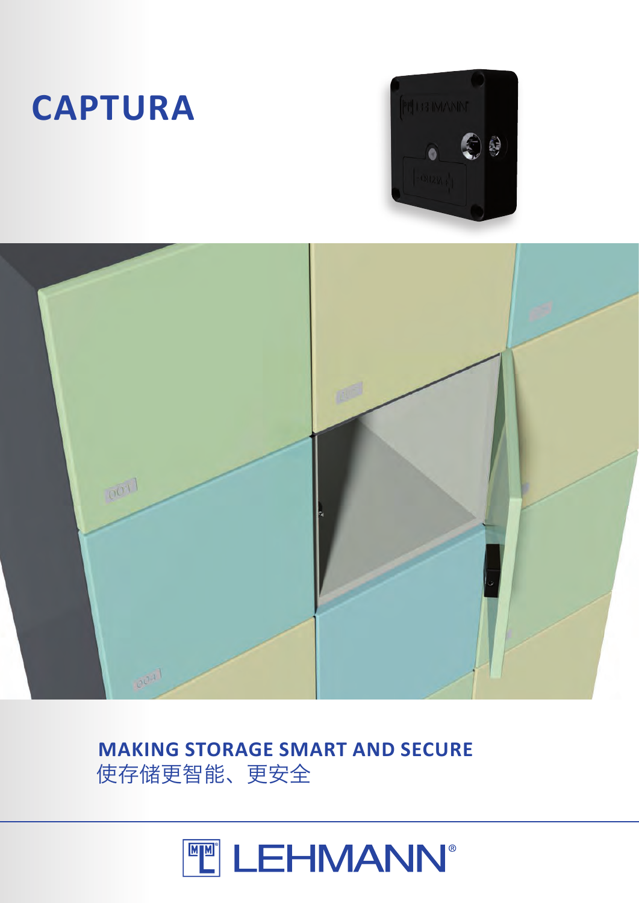# CAPTURA

**MAKING STORAGE SMART AND SECURE**

使存储更智能、更安全

LEHMANN®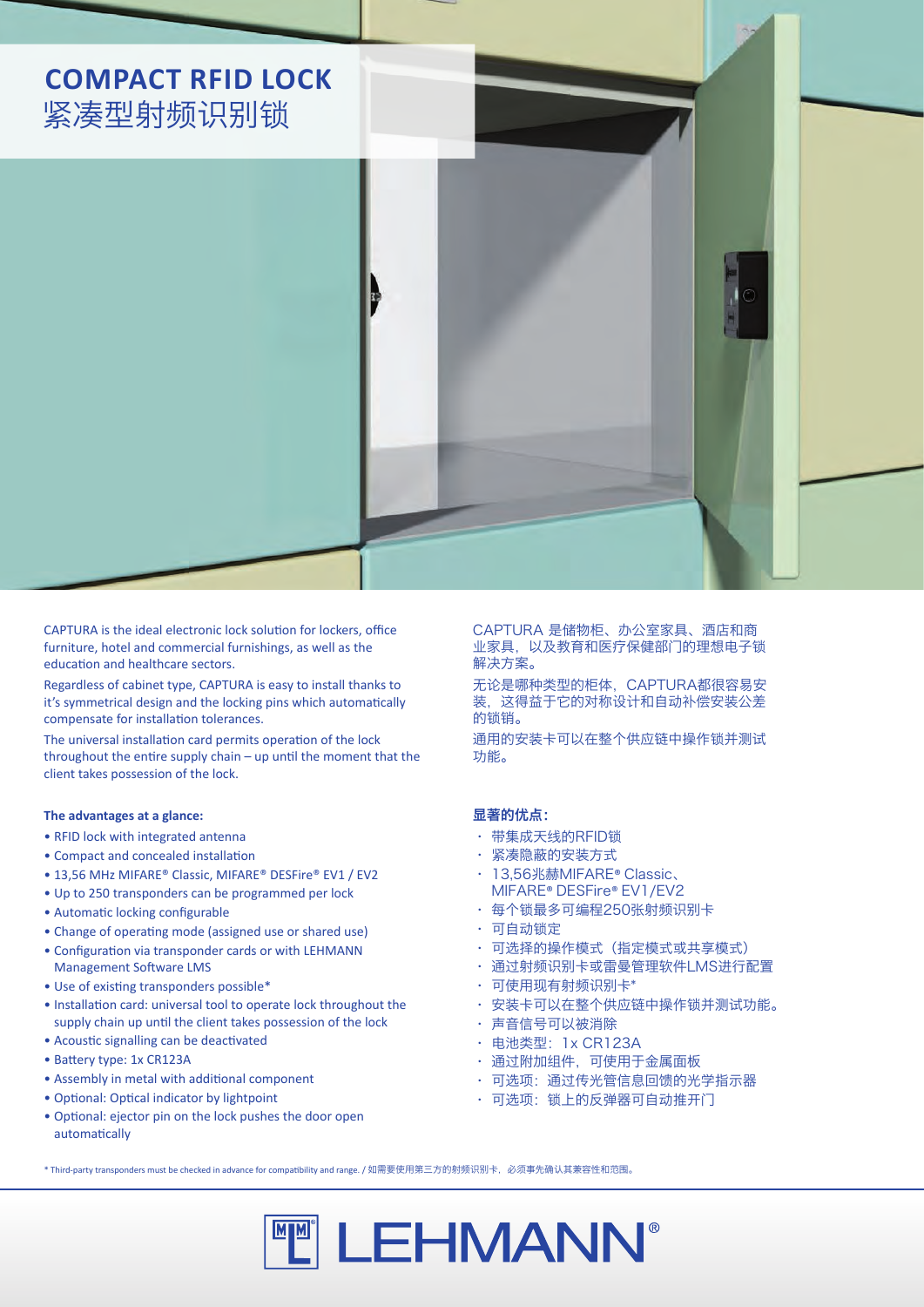# COMPACT RFID LOCK
# 紧凑型射频识别锁

CAPTURA is the ideal electronic lock solution for lockers, office furniture, hotel and commercial furnishings, as well as the education and healthcare sectors.

Regardless of cabinet type, CAPTURA is easy to install thanks to it's symmetrical design and the locking pins which automatically compensate for installation tolerances.

The universal installation card permits operation of the lock throughout the entire supply chain – up until the moment that the client takes possession of the lock.

**The advantages at a glance:**

- RFID lock with integrated antenna
- Compact and concealed installation
- 13,56 MHz MIFARE® Classic, MIFARE® DESFire® EV1 / EV2
- Up to 250 transponders can be programmed per lock
- Automatic locking configurable
- Change of operating mode (assigned use or shared use)
- Configuration via transponder cards or with LEHMANN Management Software LMS
- Use of existing transponders possible*
- Installation card: universal tool to operate lock throughout the supply chain up until the client takes possession of the lock
- Acoustic signalling can be deactivated
- Battery type: 1x CR123A
- Assembly in metal with additional component
- Optional: Optical indicator by lightpoint
- Optional: ejector pin on the lock pushes the door open automatically

CAPTURA 是储物柜、办公室家具、酒店和商业家具，以及教育和医疗保健部门的理想电子锁解决方案。

无论是哪种类型的柜体，CAPTURA都很容易安装，这得益于它的对称设计和自动补偿安装公差的锁销。

通用的安装卡可以在整个供应链中操作锁并测试功能。

**显著的优点：**

- 带集成天线的RFID锁
- 紧凑隐蔽的安装方式
- 13,56兆赫MIFARE® Classic、MIFARE® DESFire® EV1/EV2
- 每个锁最多可编程250张射频识别卡
- 可自动锁定
- 可选择的操作模式（指定模式或共享模式）
- 通过射频识别卡或雷曼管理软件LMS进行配置
- 可使用现有射频识别卡*
- 安装卡可以在整个供应链中操作锁并测试功能。
- 声音信号可以被消除
- 电池类型：1x CR123A
- 通过附加组件，可使用于金属面板
- 可选项：通过传光管信息回馈的光学指示器
- 可选项：锁上的反弹器可自动推开门

\* Third-party transponders must be checked in advance for compatibility and range. / 如需要使用第三方的射频识别卡，必须事先确认其兼容性和范围。

LEHMANN®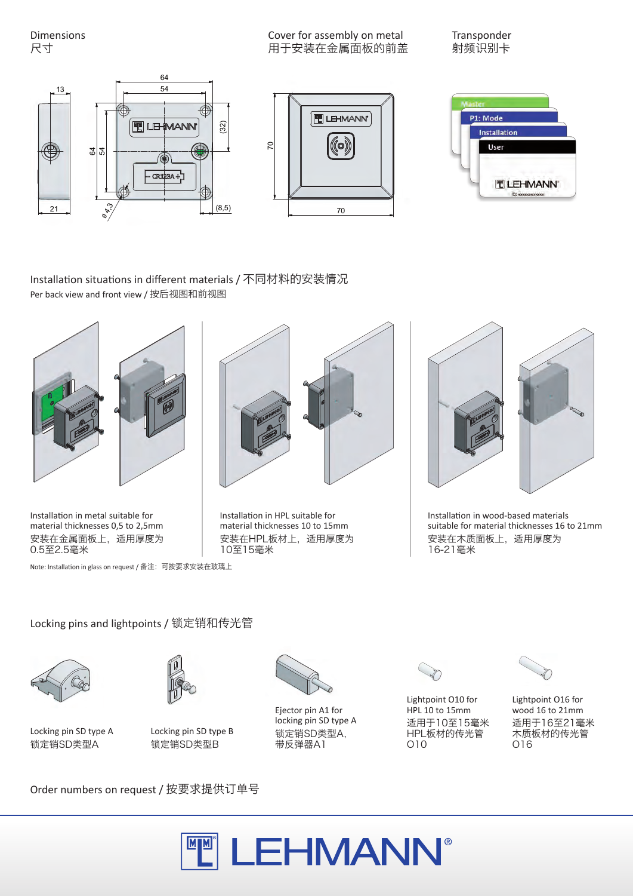Dimensions
尺寸

Cover for assembly on metal
用于安装在金属面板的前盖

Transponder
射频识别卡

## Installation situations in different materials / 不同材料的安装情况

Per back view and front view / 按后视图和前视图

Installation in metal suitable for material thicknesses 0,5 to 2,5mm
安装在金属面板上，适用厚度为0.5至2.5毫米

Installation in HPL suitable for material thicknesses 10 to 15mm
安装在HPL板材上，适用厚度为10至15毫米

Installation in wood-based materials suitable for material thicknesses 16 to 21mm
安装在木质面板上，适用厚度为16-21毫米

Note: Installation in glass on request / 备注：可按要求安装在玻璃上

## Locking pins and lightpoints / 锁定销和传光管

Locking pin SD type A
锁定销SD类型A

Locking pin SD type B
锁定销SD类型B

Ejector pin A1 for locking pin SD type A
锁定销SD类型A，带反弹器A1

Lightpoint O10 for HPL 10 to 15mm
适用于10至15毫米HPL板材的传光管O10

Lightpoint O16 for wood 16 to 21mm
适用于16至21毫米木质板材的传光管O16

Order numbers on request / 按要求提供订单号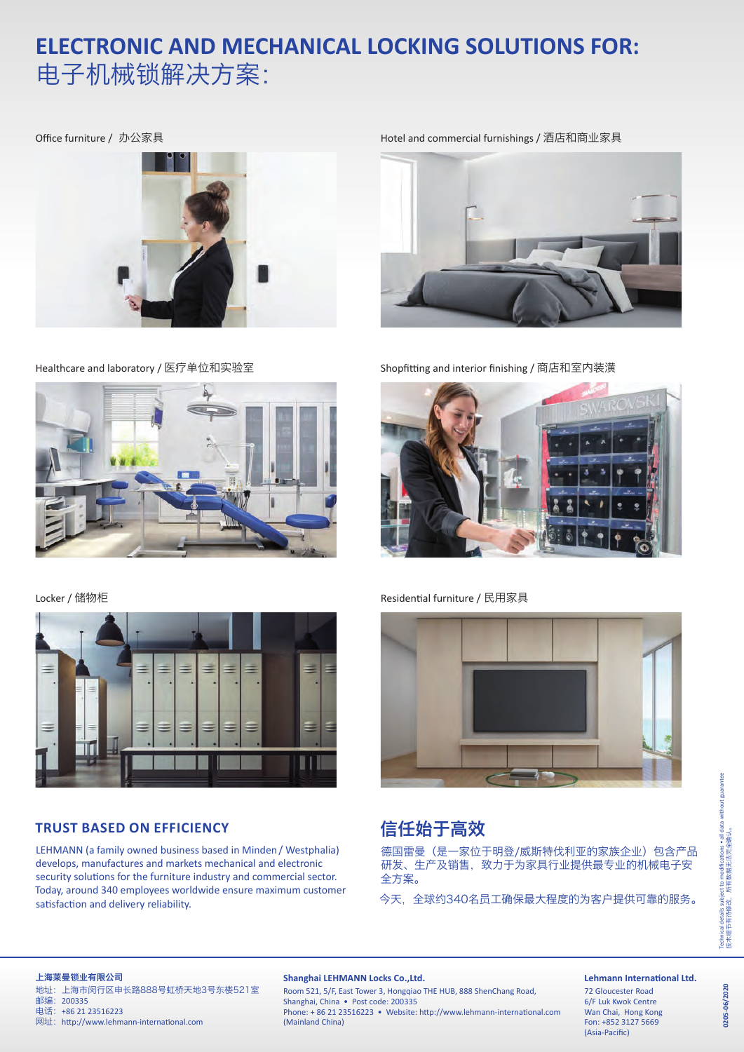# ELECTRONIC AND MECHANICAL LOCKING SOLUTIONS FOR:
# 电子机械锁解决方案：

Office furniture / 办公家具

Hotel and commercial furnishings / 酒店和商业家具

Healthcare and laboratory / 医疗单位和实验室

Shopfitting and interior finishing / 商店和室内装潢

Locker / 储物柜

Residential furniture / 民用家具

## TRUST BASED ON EFFICIENCY

LEHMANN (a family owned business based in Minden / Westphalia) develops, manufactures and markets mechanical and electronic security solutions for the furniture industry and commercial sector. Today, around 340 employees worldwide ensure maximum customer satisfaction and delivery reliability.

## 信任始于高效

德国雷曼（是一家位于明登/威斯特伐利亚的家族企业）包含产品研发、生产及销售，致力于为家具行业提供最专业的机械电子安全方案。

今天，全球约340名员工确保最大程度的为客户提供可靠的服务。

Technical details subject to modifications • all data without guarantee
技术细节有待修改，所有数据无法完全确认。

**上海莱曼锁业有限公司**
地址：上海市闵行区申长路888号虹桥天地3号东楼521室
邮编：200335
电话：+86 21 23516223
网址：http://www.lehmann-international.com

**Shanghai LEHMANN Locks Co.,Ltd.**
Room 521, 5/F, East Tower 3, Hongqiao THE HUB, 888 ShenChang Road, Shanghai, China • Post code: 200335
Phone: + 86 21 23516223 • Website: http://www.lehmann-international.com
(Mainland China)

**Lehmann International Ltd.**
72 Gloucester Road
6/F Luk Kwok Centre
Wan Chai, Hong Kong
Fon: +852 3127 5669
(Asia-Pacific)

0205-06/2020